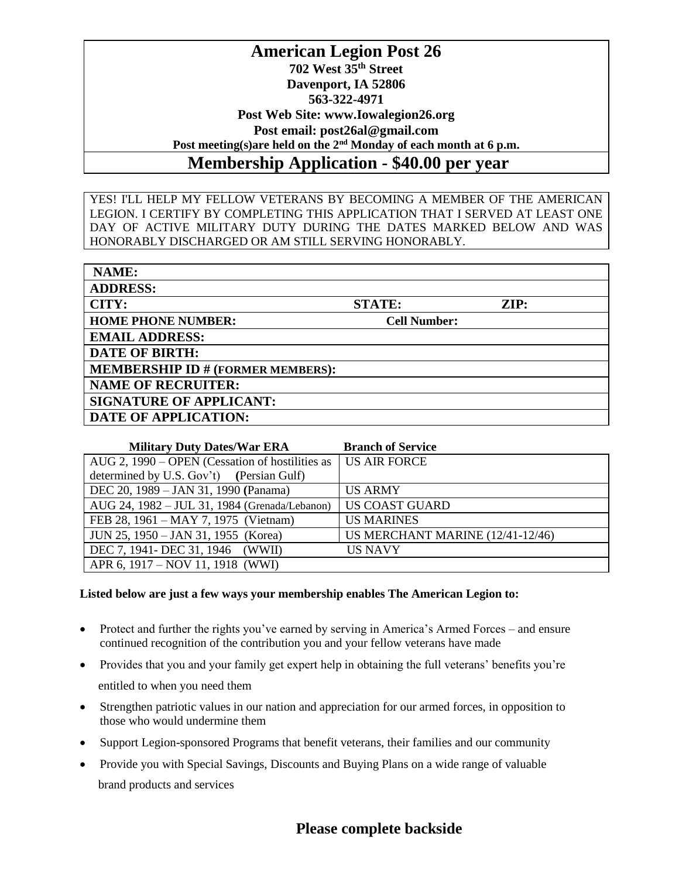# American Legion Post 26

**702 West 35th Street**
**Davenport, IA 52806**
**563-322-4971**
**Post Web Site: www.Iowalegion26.org**
**Post email: post26al@gmail.com**
**Post meeting(s)are held on the 2nd Monday of each month at 6 p.m.**

## Membership Application - $40.00 per year

YES! I'LL HELP MY FELLOW VETERANS BY BECOMING A MEMBER OF THE AMERICAN LEGION. I CERTIFY BY COMPLETING THIS APPLICATION THAT I SERVED AT LEAST ONE DAY OF ACTIVE MILITARY DUTY DURING THE DATES MARKED BELOW AND WAS HONORABLY DISCHARGED OR AM STILL SERVING HONORABLY.

| | | |
|---|---|---|
| **NAME:** | | |
| **ADDRESS:** | | |
| **CITY:** | **STATE:** | **ZIP:** |
| **HOME PHONE NUMBER:** | **Cell Number:** | |
| **EMAIL ADDRESS:** | | |
| **DATE OF BIRTH:** | | |
| **MEMBERSHIP ID # (FORMER MEMBERS):** | | |
| **NAME OF RECRUITER:** | | |
| **SIGNATURE OF APPLICANT:** | | |
| **DATE OF APPLICATION:** | | |

| Military Duty Dates/War ERA | Branch of Service |
|---|---|
| AUG 2, 1990 – OPEN (Cessation of hostilities as determined by U.S. Gov't) (Persian Gulf) | US AIR FORCE |
| DEC 20, 1989 – JAN 31, 1990 (Panama) | US ARMY |
| AUG 24, 1982 – JUL 31, 1984 (Grenada/Lebanon) | US COAST GUARD |
| FEB 28, 1961 – MAY 7, 1975 (Vietnam) | US MARINES |
| JUN 25, 1950 – JAN 31, 1955 (Korea) | US MERCHANT MARINE (12/41-12/46) |
| DEC 7, 1941- DEC 31, 1946 (WWII) | US NAVY |
| APR 6, 1917 – NOV 11, 1918 (WWI) | |

**Listed below are just a few ways your membership enables The American Legion to:**

- Protect and further the rights you've earned by serving in America's Armed Forces – and ensure continued recognition of the contribution you and your fellow veterans have made
- Provides that you and your family get expert help in obtaining the full veterans' benefits you're entitled to when you need them
- Strengthen patriotic values in our nation and appreciation for our armed forces, in opposition to those who would undermine them
- Support Legion-sponsored Programs that benefit veterans, their families and our community
- Provide you with Special Savings, Discounts and Buying Plans on a wide range of valuable brand products and services

**Please complete backside**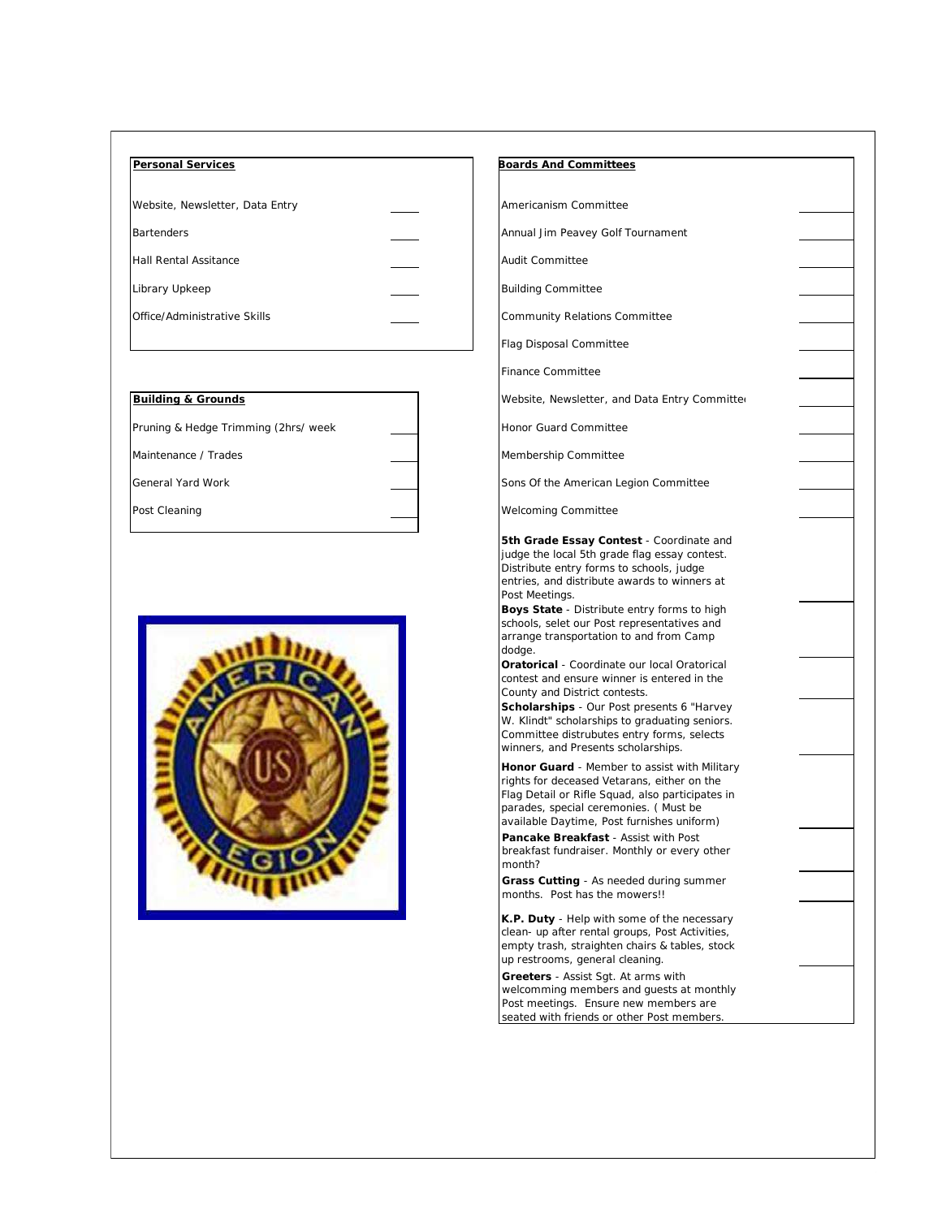**Personal Services**

| | |
|---|---|
| Website, Newsletter, Data Entry | ____ |
| Bartenders | ____ |
| Hall Rental Assitance | ____ |
| Library Upkeep | ____ |
| Office/Administrative Skills | ____ |

**Building & Grounds**

| | |
|---|---|
| Pruning & Hedge Trimming (2hrs/ week | ____ |
| Maintenance / Trades | ____ |
| General Yard Work | ____ |
| Post Cleaning | ____ |

**Boards And Committees**

| | |
|---|---|
| Americanism Committee | ____ |
| Annual Jim Peavey Golf Tournament | ____ |
| Audit Committee | ____ |
| Building Committee | ____ |
| Community Relations Committee | ____ |
| Flag Disposal Committee | ____ |
| Finance Committee | ____ |
| Website, Newsletter, and Data Entry Committe | ____ |
| Honor Guard Committee | ____ |
| Membership Committee | ____ |
| Sons Of the American Legion Committee | ____ |
| Welcoming Committee | ____ |
| **5th Grade Essay Contest** - Coordinate and judge the local 5th grade flag essay contest. Distribute entry forms to schools, judge entries, and distribute awards to winners at Post Meetings. | ____ |
| **Boys State** - Distribute entry forms to high schools, selet our Post representatives and arrange transportation to and from Camp dodge. | ____ |
| **Oratorical** - Coordinate our local Oratorical contest and ensure winner is entered in the County and District contests. | ____ |
| **Scholarships** - Our Post presents 6 "Harvey W. Klindt" scholarships to graduating seniors. Committee distrubutes entry forms, selects winners, and Presents scholarships. | ____ |
| **Honor Guard** - Member to assist with Military rights for deceased Vetarans, either on the Flag Detail or Rifle Squad, also participates in parades, special ceremonies. ( Must be available Daytime, Post furnishes uniform) | ____ |
| **Pancake Breakfast** - Assist with Post breakfast fundraiser. Monthly or every other month? | ____ |
| **Grass Cutting** - As needed during summer months. Post has the mowers!! | ____ |
| **K.P. Duty** - Help with some of the necessary clean- up after rental groups, Post Activities, empty trash, straighten chairs & tables, stock up restrooms, general cleaning. | ____ |
| **Greeters** - Assist Sgt. At arms with welcomming members and guests at monthly Post meetings. Ensure new members are seated with friends or other Post members. | |